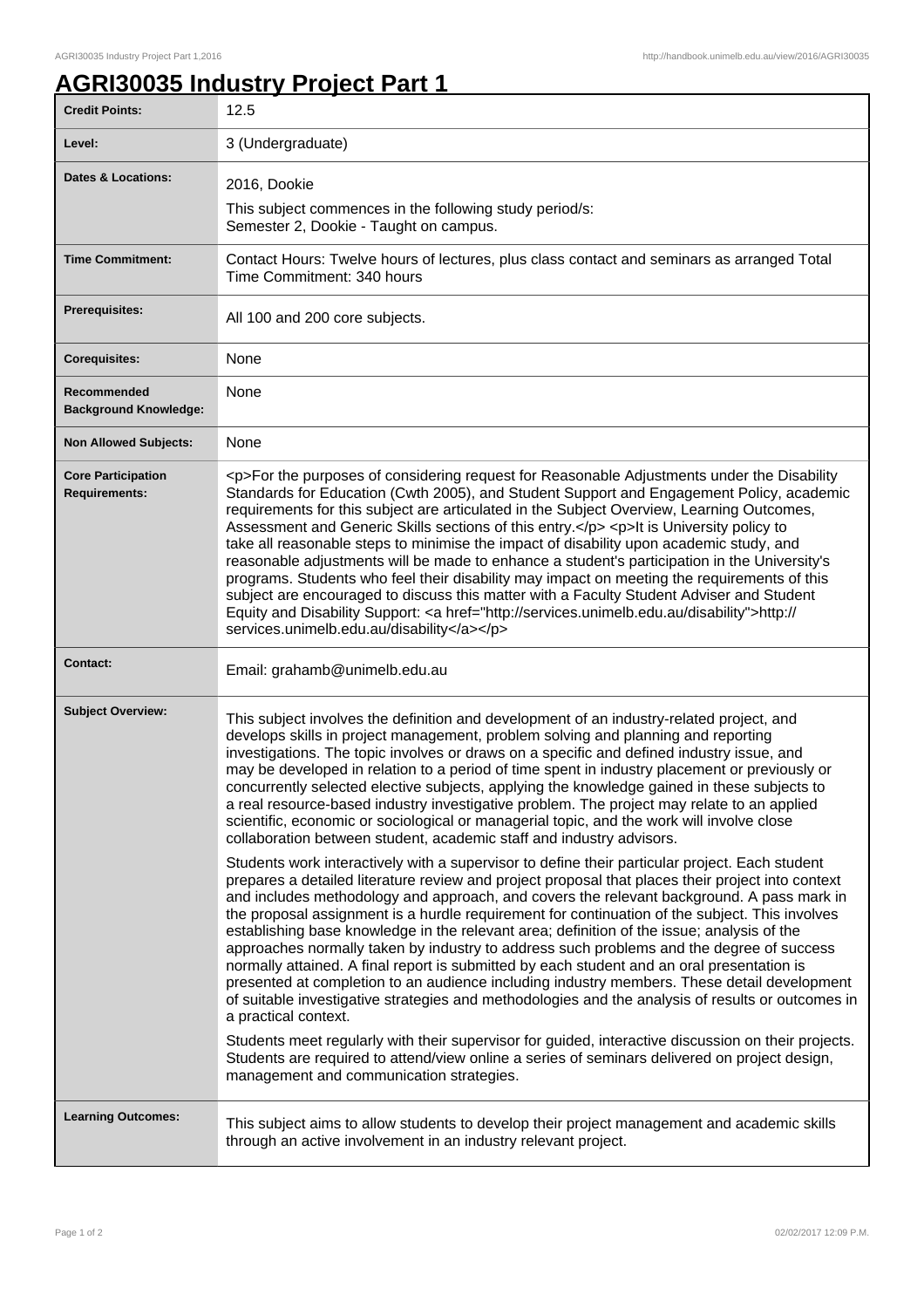# AGRI30035 Industry Project Part 1

| | |
|---|---|
| **Credit Points:** | 12.5 |
| **Level:** | 3 (Undergraduate) |
| **Dates & Locations:** | 2016, Dookie<br>This subject commences in the following study period/s:<br>Semester 2, Dookie - Taught on campus. |
| **Time Commitment:** | Contact Hours: Twelve hours of lectures, plus class contact and seminars as arranged Total Time Commitment: 340 hours |
| **Prerequisites:** | All 100 and 200 core subjects. |
| **Corequisites:** | None |
| **Recommended Background Knowledge:** | None |
| **Non Allowed Subjects:** | None |
| **Core Participation Requirements:** | <p>For the purposes of considering request for Reasonable Adjustments under the Disability Standards for Education (Cwth 2005), and Student Support and Engagement Policy, academic requirements for this subject are articulated in the Subject Overview, Learning Outcomes, Assessment and Generic Skills sections of this entry.</p> <p>It is University policy to take all reasonable steps to minimise the impact of disability upon academic study, and reasonable adjustments will be made to enhance a student's participation in the University's programs. Students who feel their disability may impact on meeting the requirements of this subject are encouraged to discuss this matter with a Faculty Student Adviser and Student Equity and Disability Support: <a href="http://services.unimelb.edu.au/disability">http://services.unimelb.edu.au/disability</a></p> |
| **Contact:** | Email: grahamb@unimelb.edu.au |
| **Subject Overview:** | This subject involves the definition and development of an industry-related project, and develops skills in project management, problem solving and planning and reporting investigations. The topic involves or draws on a specific and defined industry issue, and may be developed in relation to a period of time spent in industry placement or previously or concurrently selected elective subjects, applying the knowledge gained in these subjects to a real resource-based industry investigative problem. The project may relate to an applied scientific, economic or sociological or managerial topic, and the work will involve close collaboration between student, academic staff and industry advisors.<br><br>Students work interactively with a supervisor to define their particular project. Each student prepares a detailed literature review and project proposal that places their project into context and includes methodology and approach, and covers the relevant background. A pass mark in the proposal assignment is a hurdle requirement for continuation of the subject. This involves establishing base knowledge in the relevant area; definition of the issue; analysis of the approaches normally taken by industry to address such problems and the degree of success normally attained. A final report is submitted by each student and an oral presentation is presented at completion to an audience including industry members. These detail development of suitable investigative strategies and methodologies and the analysis of results or outcomes in a practical context.<br><br>Students meet regularly with their supervisor for guided, interactive discussion on their projects. Students are required to attend/view online a series of seminars delivered on project design, management and communication strategies. |
| **Learning Outcomes:** | This subject aims to allow students to develop their project management and academic skills through an active involvement in an industry relevant project. |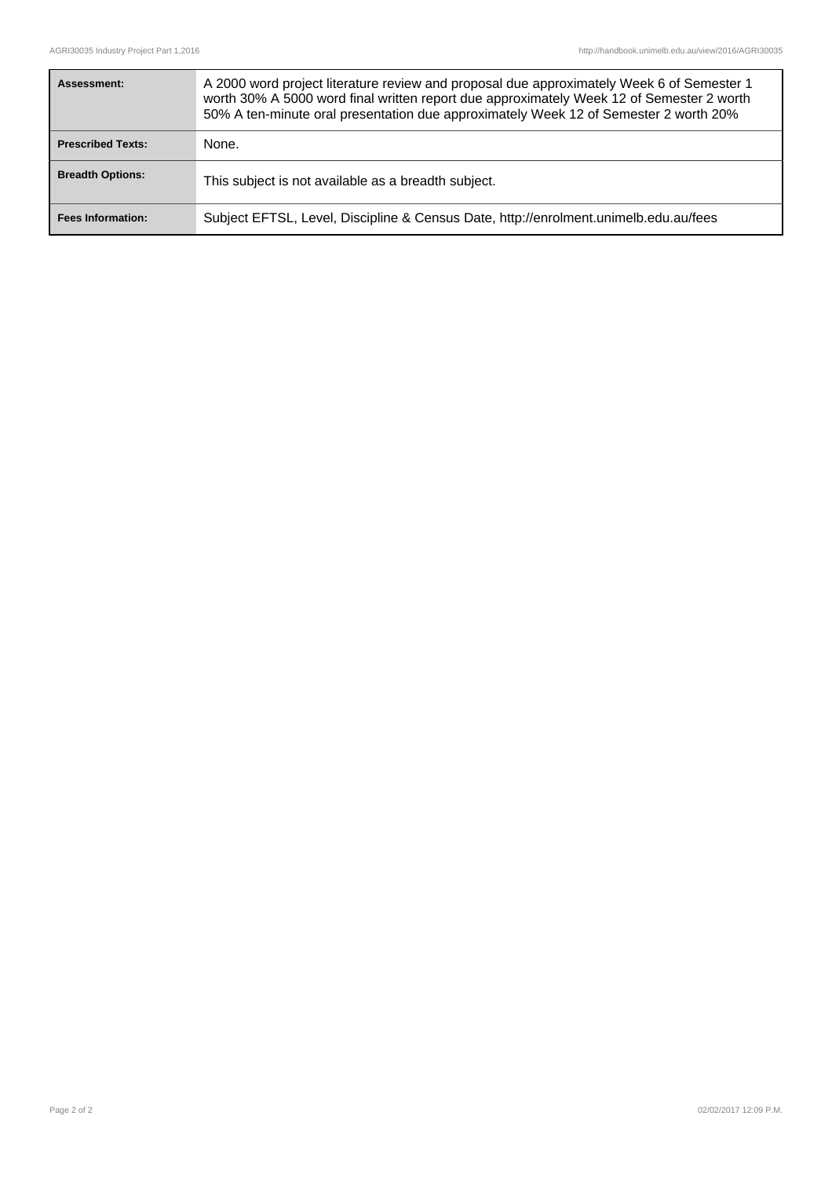| | |
|---|---|
| **Assessment:** | A 2000 word project literature review and proposal due approximately Week 6 of Semester 1 worth 30% A 5000 word final written report due approximately Week 12 of Semester 2 worth 50% A ten-minute oral presentation due approximately Week 12 of Semester 2 worth 20% |
| **Prescribed Texts:** | None. |
| **Breadth Options:** | This subject is not available as a breadth subject. |
| **Fees Information:** | Subject EFTSL, Level, Discipline & Census Date, http://enrolment.unimelb.edu.au/fees |